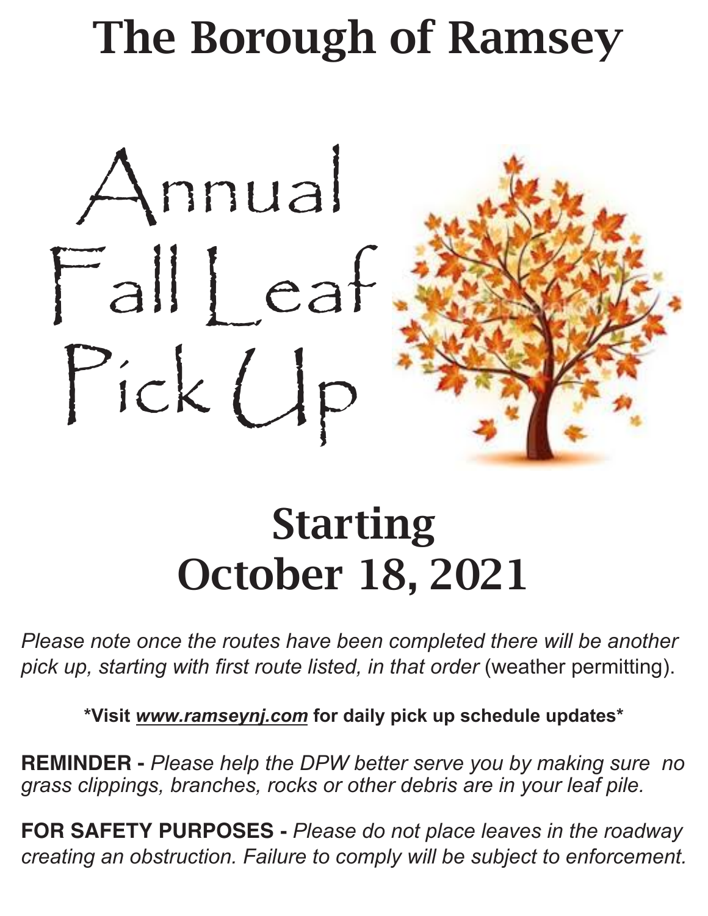# The Borough of Ramsey

## Annual Fall Leaf Pick Up

## Starting October 18, 2021

*Please note once the routes have been completed there will be another pick up, starting with first route listed, in that order* (weather permitting).

**\*Visit *www.ramseynj.com* for daily pick up schedule updates\***

**REMINDER -** *Please help the DPW better serve you by making sure no grass clippings, branches, rocks or other debris are in your leaf pile.*

**FOR SAFETY PURPOSES -** *Please do not place leaves in the roadway creating an obstruction. Failure to comply will be subject to enforcement.*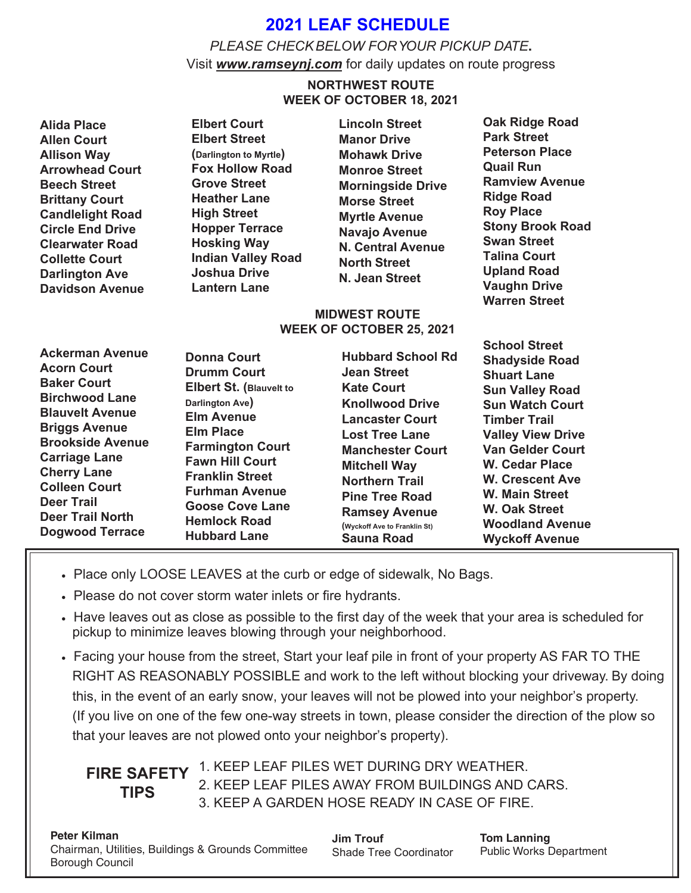# 2021 LEAF SCHEDULE

*PLEASE CHECK BELOW FOR YOUR PICKUP DATE.*

Visit ***www.ramseynj.com*** for daily updates on route progress

## NORTHWEST ROUTE
## WEEK OF OCTOBER 18, 2021

**Alida Place**
**Allen Court**
**Allison Way**
**Arrowhead Court**
**Beech Street**
**Brittany Court**
**Candlelight Road**
**Circle End Drive**
**Clearwater Road**
**Collette Court**
**Darlington Ave**
**Davidson Avenue**
**Elbert Court**
**Elbert Street**
**(Darlington to Myrtle)**
**Fox Hollow Road**
**Grove Street**
**Heather Lane**
**High Street**
**Hopper Terrace**
**Hosking Way**
**Indian Valley Road**
**Joshua Drive**
**Lantern Lane**
**Lincoln Street**
**Manor Drive**
**Mohawk Drive**
**Monroe Street**
**Morningside Drive**
**Morse Street**
**Myrtle Avenue**
**Navajo Avenue**
**N. Central Avenue**
**North Street**
**N. Jean Street**
**Oak Ridge Road**
**Park Street**
**Peterson Place**
**Quail Run**
**Ramview Avenue**
**Ridge Road**
**Roy Place**
**Stony Brook Road**
**Swan Street**
**Talina Court**
**Upland Road**
**Vaughn Drive**
**Warren Street**

## MIDWEST ROUTE
## WEEK OF OCTOBER 25, 2021

**Ackerman Avenue**
**Acorn Court**
**Baker Court**
**Birchwood Lane**
**Blauvelt Avenue**
**Briggs Avenue**
**Brookside Avenue**
**Carriage Lane**
**Cherry Lane**
**Colleen Court**
**Deer Trail**
**Deer Trail North**
**Dogwood Terrace**
**Donna Court**
**Drumm Court**
**Elbert St. (Blauvelt to Darlington Ave)**
**Elm Avenue**
**Elm Place**
**Farmington Court**
**Fawn Hill Court**
**Franklin Street**
**Furhman Avenue**
**Goose Cove Lane**
**Hemlock Road**
**Hubbard Lane**
**Hubbard School Rd**
**Jean Street**
**Kate Court**
**Knollwood Drive**
**Lancaster Court**
**Lost Tree Lane**
**Manchester Court**
**Mitchell Way**
**Northern Trail**
**Pine Tree Road**
**Ramsey Avenue**
**(Wyckoff Ave to Franklin St)**
**Sauna Road**
**School Street**
**Shadyside Road**
**Shuart Lane**
**Sun Valley Road**
**Sun Watch Court**
**Timber Trail**
**Valley View Drive**
**Van Gelder Court**
**W. Cedar Place**
**W. Crescent Ave**
**W. Main Street**
**W. Oak Street**
**Woodland Avenue**
**Wyckoff Avenue**

- Place only LOOSE LEAVES at the curb or edge of sidewalk, No Bags.
- Please do not cover storm water inlets or fire hydrants.
- Have leaves out as close as possible to the first day of the week that your area is scheduled for pickup to minimize leaves blowing through your neighborhood.
- Facing your house from the street, Start your leaf pile in front of your property AS FAR TO THE RIGHT AS REASONABLY POSSIBLE and work to the left without blocking your driveway. By doing this, in the event of an early snow, your leaves will not be plowed into your neighbor's property. (If you live on one of the few one-way streets in town, please consider the direction of the plow so that your leaves are not plowed onto your neighbor's property).

**FIRE SAFETY TIPS**

1. KEEP LEAF PILES WET DURING DRY WEATHER.
2. KEEP LEAF PILES AWAY FROM BUILDINGS AND CARS.
3. KEEP A GARDEN HOSE READY IN CASE OF FIRE.

**Peter Kilman**
Chairman, Utilities, Buildings & Grounds Committee
Borough Council

**Jim Trouf**
Shade Tree Coordinator

**Tom Lanning**
Public Works Department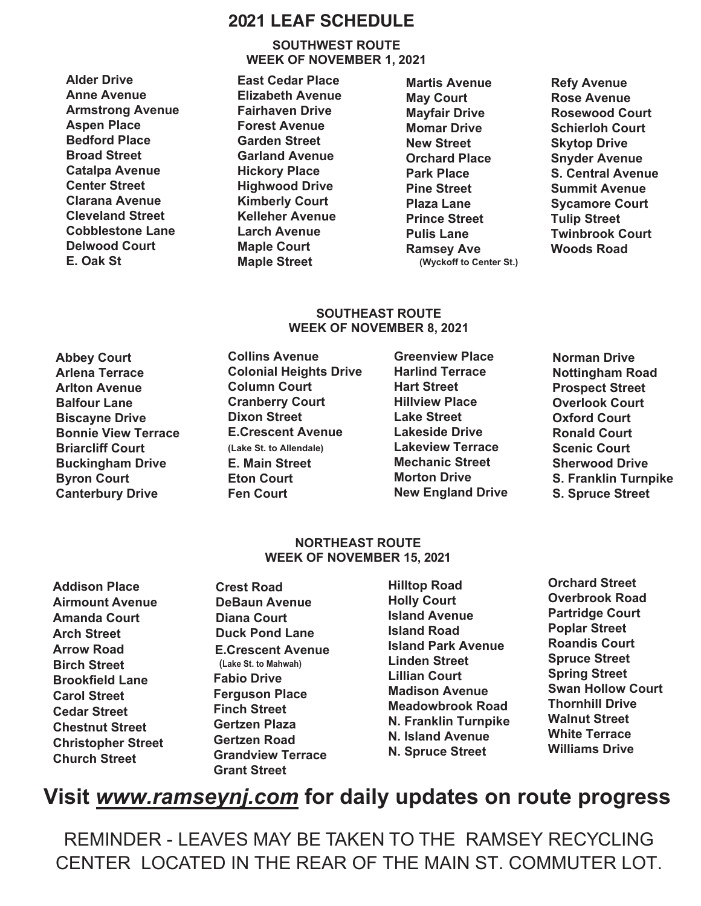# 2021 LEAF SCHEDULE

## SOUTHWEST ROUTE
## WEEK OF NOVEMBER 1, 2021

- Alder Drive
- Anne Avenue
- Armstrong Avenue
- Aspen Place
- Bedford Place
- Broad Street
- Catalpa Avenue
- Center Street
- Clarana Avenue
- Cleveland Street
- Cobblestone Lane
- Delwood Court
- E. Oak St
- East Cedar Place
- Elizabeth Avenue
- Fairhaven Drive
- Forest Avenue
- Garden Street
- Garland Avenue
- Hickory Place
- Highwood Drive
- Kimberly Court
- Kelleher Avenue
- Larch Avenue
- Maple Court
- Maple Street
- Martis Avenue
- May Court
- Mayfair Drive
- Momar Drive
- New Street
- Orchard Place
- Park Place
- Pine Street
- Plaza Lane
- Prince Street
- Pulis Lane
- Ramsey Ave (Wyckoff to Center St.)
- Refy Avenue
- Rose Avenue
- Rosewood Court
- Schierloh Court
- Skytop Drive
- Snyder Avenue
- S. Central Avenue
- Summit Avenue
- Sycamore Court
- Tulip Street
- Twinbrook Court
- Woods Road

## SOUTHEAST ROUTE
## WEEK OF NOVEMBER 8, 2021

- Abbey Court
- Arlena Terrace
- Arlton Avenue
- Balfour Lane
- Biscayne Drive
- Bonnie View Terrace
- Briarcliff Court
- Buckingham Drive
- Byron Court
- Canterbury Drive
- Collins Avenue
- Colonial Heights Drive
- Column Court
- Cranberry Court
- Dixon Street
- E.Crescent Avenue (Lake St. to Allendale)
- E. Main Street
- Eton Court
- Fen Court
- Greenview Place
- Harlind Terrace
- Hart Street
- Hillview Place
- Lake Street
- Lakeside Drive
- Lakeview Terrace
- Mechanic Street
- Morton Drive
- New England Drive
- Norman Drive
- Nottingham Road
- Prospect Street
- Overlook Court
- Oxford Court
- Ronald Court
- Scenic Court
- Sherwood Drive
- S. Franklin Turnpike
- S. Spruce Street

## NORTHEAST ROUTE
## WEEK OF NOVEMBER 15, 2021

- Addison Place
- Airmount Avenue
- Amanda Court
- Arch Street
- Arrow Road
- Birch Street
- Brookfield Lane
- Carol Street
- Cedar Street
- Chestnut Street
- Christopher Street
- Church Street
- Crest Road
- DeBaun Avenue
- Diana Court
- Duck Pond Lane
- E.Crescent Avenue (Lake St. to Mahwah)
- Fabio Drive
- Ferguson Place
- Finch Street
- Gertzen Plaza
- Gertzen Road
- Grandview Terrace
- Grant Street
- Hilltop Road
- Holly Court
- Island Avenue
- Island Road
- Island Park Avenue
- Linden Street
- Lillian Court
- Madison Avenue
- Meadowbrook Road
- N. Franklin Turnpike
- N. Island Avenue
- N. Spruce Street
- Orchard Street
- Overbrook Road
- Partridge Court
- Poplar Street
- Roandis Court
- Spruce Street
- Spring Street
- Swan Hollow Court
- Thornhill Drive
- Walnut Street
- White Terrace
- Williams Drive

## Visit *www.ramseynj.com* for daily updates on route progress

REMINDER - LEAVES MAY BE TAKEN TO THE RAMSEY RECYCLING CENTER LOCATED IN THE REAR OF THE MAIN ST. COMMUTER LOT.